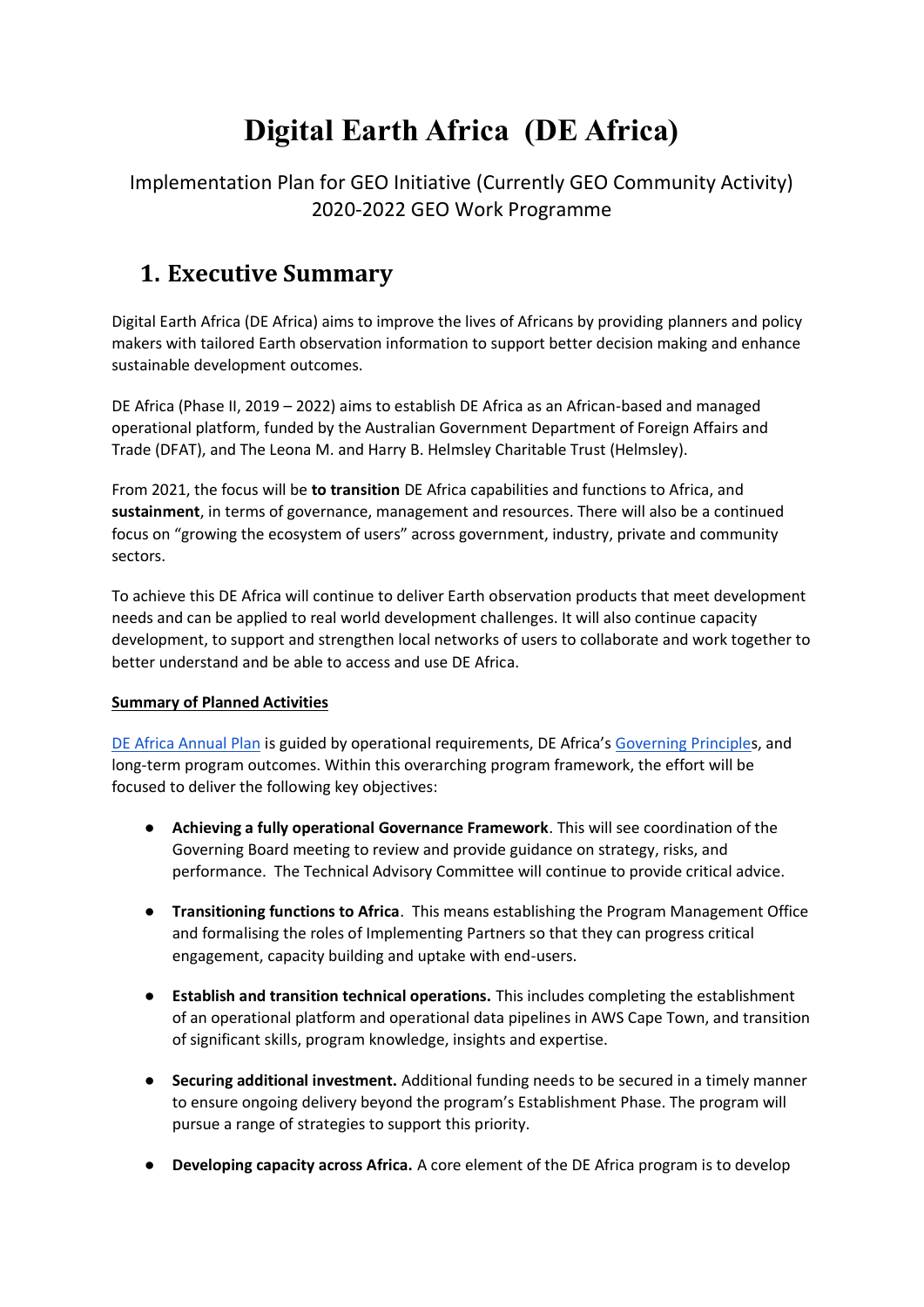# Digital Earth Africa (DE Africa)

Implementation Plan for GEO Initiative (Currently GEO Community Activity) 2020-2022 GEO Work Programme

## 1. Executive Summary

Digital Earth Africa (DE Africa) aims to improve the lives of Africans by providing planners and policy makers with tailored Earth observation information to support better decision making and enhance sustainable development outcomes.

DE Africa (Phase II, 2019 – 2022) aims to establish DE Africa as an African-based and managed operational platform, funded by the Australian Government Department of Foreign Affairs and Trade (DFAT), and The Leona M. and Harry B. Helmsley Charitable Trust (Helmsley).

From 2021, the focus will be **to transition** DE Africa capabilities and functions to Africa, and **sustainment**, in terms of governance, management and resources. There will also be a continued focus on "growing the ecosystem of users" across government, industry, private and community sectors.

To achieve this DE Africa will continue to deliver Earth observation products that meet development needs and can be applied to real world development challenges. It will also continue capacity development, to support and strengthen local networks of users to collaborate and work together to better understand and be able to access and use DE Africa.

**Summary of Planned Activities**

DE Africa Annual Plan is guided by operational requirements, DE Africa's Governing Principles, and long-term program outcomes. Within this overarching program framework, the effort will be focused to deliver the following key objectives:

- **Achieving a fully operational Governance Framework**. This will see coordination of the Governing Board meeting to review and provide guidance on strategy, risks, and performance. The Technical Advisory Committee will continue to provide critical advice.
- **Transitioning functions to Africa**. This means establishing the Program Management Office and formalising the roles of Implementing Partners so that they can progress critical engagement, capacity building and uptake with end-users.
- **Establish and transition technical operations.** This includes completing the establishment of an operational platform and operational data pipelines in AWS Cape Town, and transition of significant skills, program knowledge, insights and expertise.
- **Securing additional investment.** Additional funding needs to be secured in a timely manner to ensure ongoing delivery beyond the program's Establishment Phase. The program will pursue a range of strategies to support this priority.
- **Developing capacity across Africa.** A core element of the DE Africa program is to develop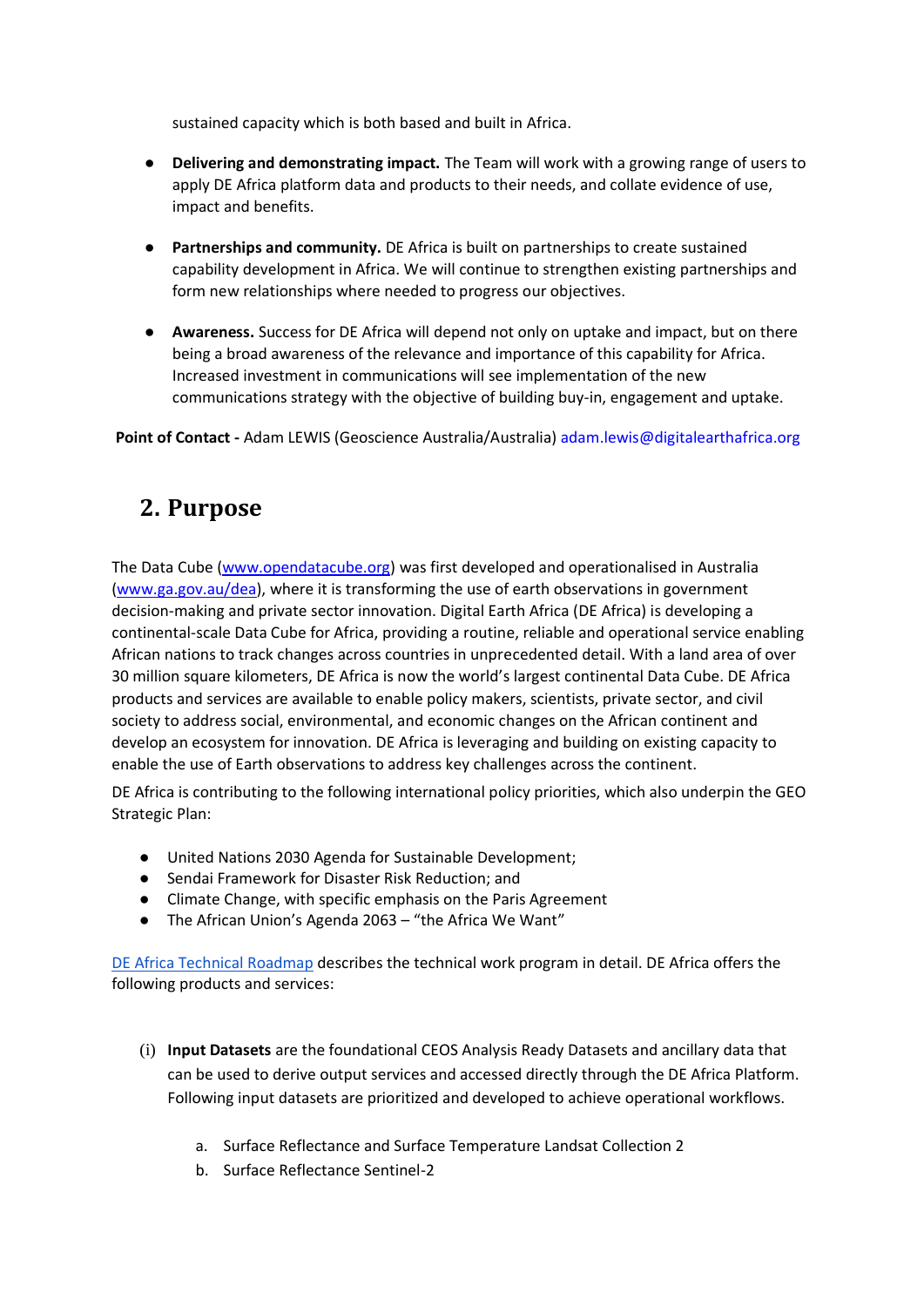sustained capacity which is both based and built in Africa.

- **Delivering and demonstrating impact.** The Team will work with a growing range of users to apply DE Africa platform data and products to their needs, and collate evidence of use, impact and benefits.

- **Partnerships and community.** DE Africa is built on partnerships to create sustained capability development in Africa. We will continue to strengthen existing partnerships and form new relationships where needed to progress our objectives.

- **Awareness.** Success for DE Africa will depend not only on uptake and impact, but on there being a broad awareness of the relevance and importance of this capability for Africa. Increased investment in communications will see implementation of the new communications strategy with the objective of building buy-in, engagement and uptake.

**Point of Contact -** Adam LEWIS (Geoscience Australia/Australia) adam.lewis@digitalearthafrica.org

## 2. Purpose

The Data Cube (www.opendatacube.org) was first developed and operationalised in Australia (www.ga.gov.au/dea), where it is transforming the use of earth observations in government decision-making and private sector innovation. Digital Earth Africa (DE Africa) is developing a continental-scale Data Cube for Africa, providing a routine, reliable and operational service enabling African nations to track changes across countries in unprecedented detail. With a land area of over 30 million square kilometers, DE Africa is now the world's largest continental Data Cube. DE Africa products and services are available to enable policy makers, scientists, private sector, and civil society to address social, environmental, and economic changes on the African continent and develop an ecosystem for innovation. DE Africa is leveraging and building on existing capacity to enable the use of Earth observations to address key challenges across the continent.

DE Africa is contributing to the following international policy priorities, which also underpin the GEO Strategic Plan:

- United Nations 2030 Agenda for Sustainable Development;
- Sendai Framework for Disaster Risk Reduction; and
- Climate Change, with specific emphasis on the Paris Agreement
- The African Union's Agenda 2063 – "the Africa We Want"

DE Africa Technical Roadmap describes the technical work program in detail. DE Africa offers the following products and services:

(i) **Input Datasets** are the foundational CEOS Analysis Ready Datasets and ancillary data that can be used to derive output services and accessed directly through the DE Africa Platform. Following input datasets are prioritized and developed to achieve operational workflows.

   a. Surface Reflectance and Surface Temperature Landsat Collection 2
   b. Surface Reflectance Sentinel-2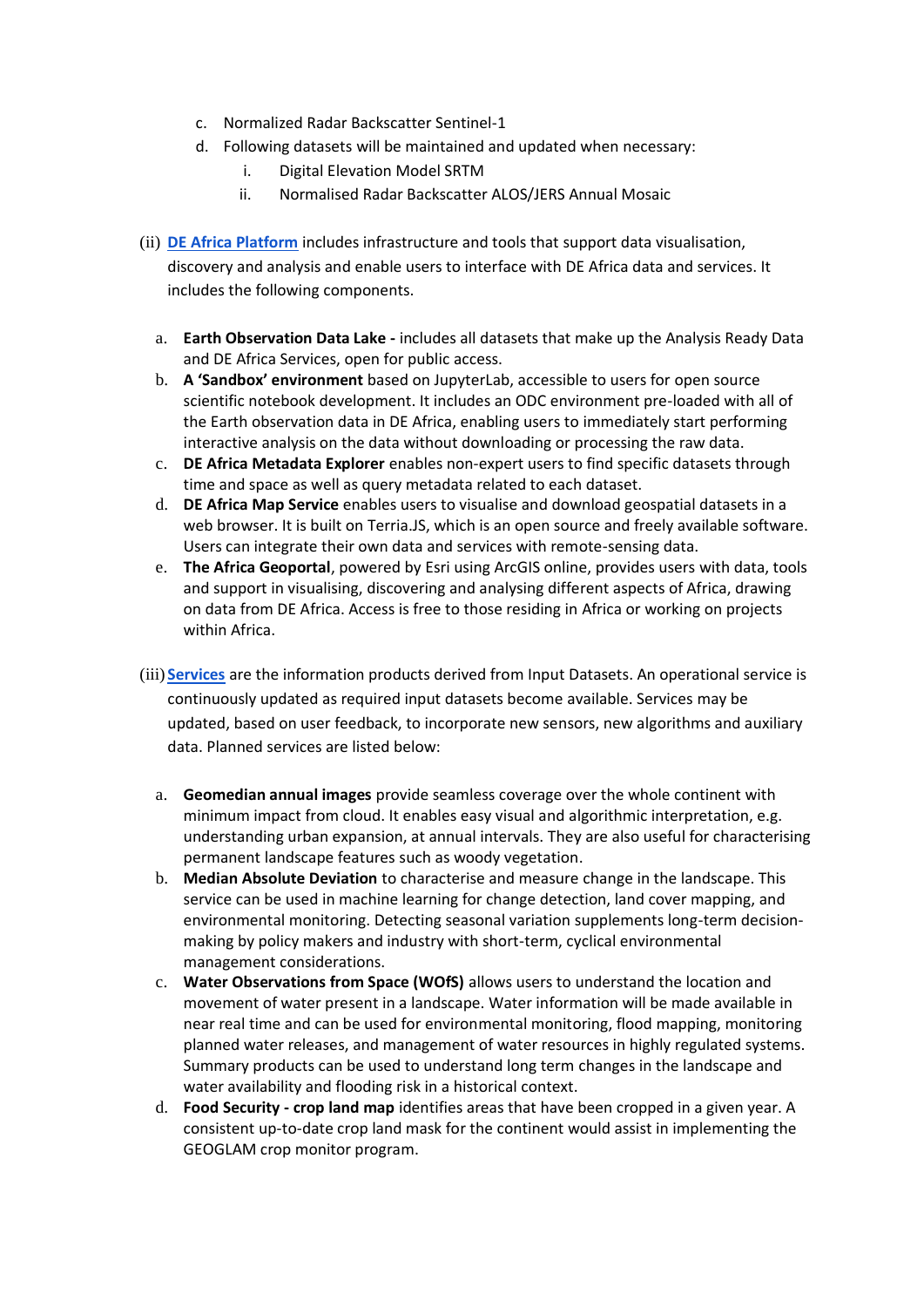c. Normalized Radar Backscatter Sentinel-1
   d. Following datasets will be maintained and updated when necessary:
      i. Digital Elevation Model SRTM
      ii. Normalised Radar Backscatter ALOS/JERS Annual Mosaic

(ii) [DE Africa Platform]() includes infrastructure and tools that support data visualisation, discovery and analysis and enable users to interface with DE Africa data and services. It includes the following components.

   a. **Earth Observation Data Lake -** includes all datasets that make up the Analysis Ready Data and DE Africa Services, open for public access.
   b. **A 'Sandbox' environment** based on JupyterLab, accessible to users for open source scientific notebook development. It includes an ODC environment pre-loaded with all of the Earth observation data in DE Africa, enabling users to immediately start performing interactive analysis on the data without downloading or processing the raw data.
   c. **DE Africa Metadata Explorer** enables non-expert users to find specific datasets through time and space as well as query metadata related to each dataset.
   d. **DE Africa Map Service** enables users to visualise and download geospatial datasets in a web browser. It is built on Terria.JS, which is an open source and freely available software. Users can integrate their own data and services with remote-sensing data.
   e. **The Africa Geoportal**, powered by Esri using ArcGIS online, provides users with data, tools and support in visualising, discovering and analysing different aspects of Africa, drawing on data from DE Africa. Access is free to those residing in Africa or working on projects within Africa.

(iii) [Services]() are the information products derived from Input Datasets. An operational service is continuously updated as required input datasets become available. Services may be updated, based on user feedback, to incorporate new sensors, new algorithms and auxiliary data. Planned services are listed below:

   a. **Geomedian annual images** provide seamless coverage over the whole continent with minimum impact from cloud. It enables easy visual and algorithmic interpretation, e.g. understanding urban expansion, at annual intervals. They are also useful for characterising permanent landscape features such as woody vegetation.
   b. **Median Absolute Deviation** to characterise and measure change in the landscape. This service can be used in machine learning for change detection, land cover mapping, and environmental monitoring. Detecting seasonal variation supplements long-term decision-making by policy makers and industry with short-term, cyclical environmental management considerations.
   c. **Water Observations from Space (WOfS)** allows users to understand the location and movement of water present in a landscape. Water information will be made available in near real time and can be used for environmental monitoring, flood mapping, monitoring planned water releases, and management of water resources in highly regulated systems. Summary products can be used to understand long term changes in the landscape and water availability and flooding risk in a historical context.
   d. **Food Security - crop land map** identifies areas that have been cropped in a given year. A consistent up-to-date crop land mask for the continent would assist in implementing the GEOGLAM crop monitor program.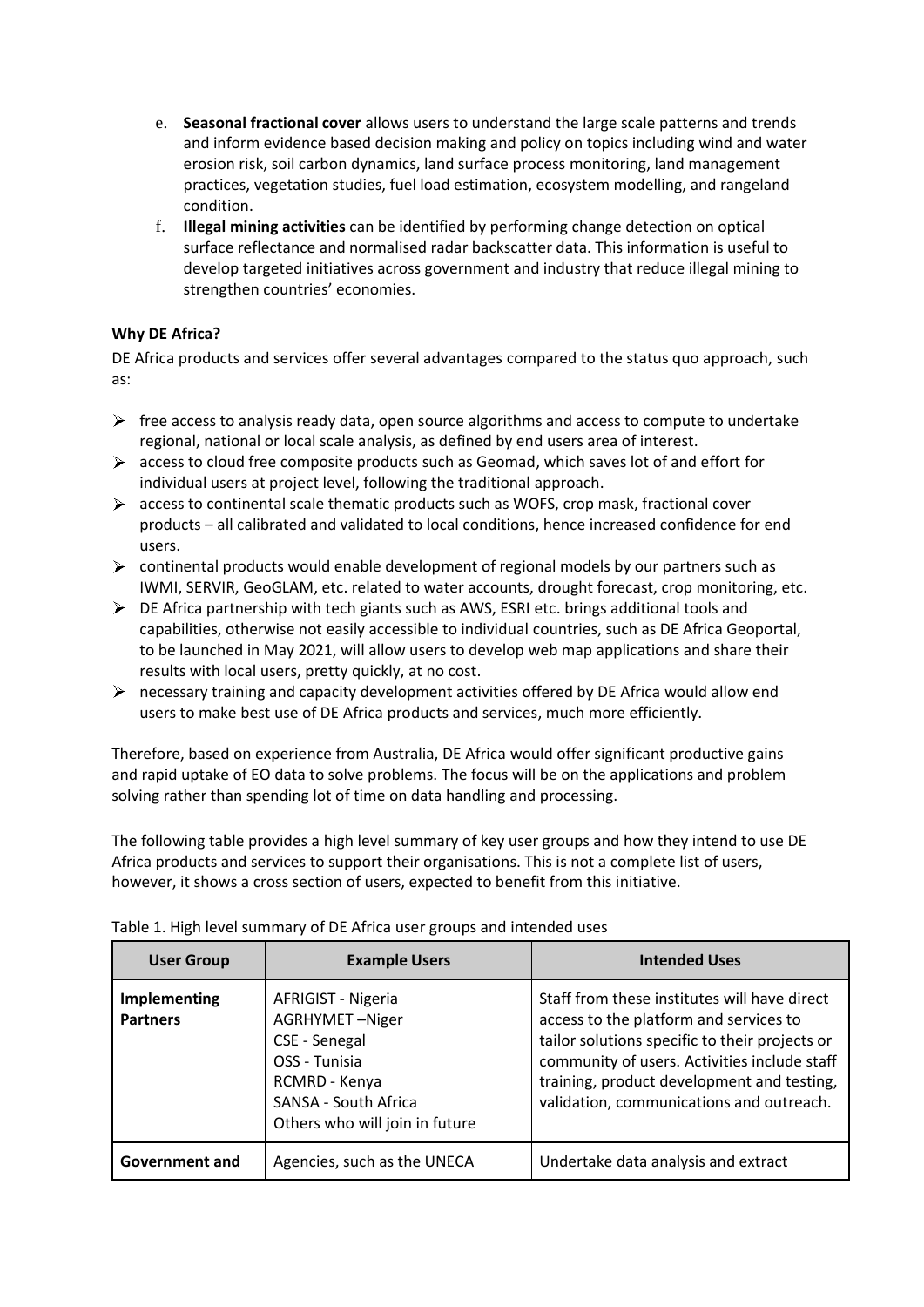e. **Seasonal fractional cover** allows users to understand the large scale patterns and trends and inform evidence based decision making and policy on topics including wind and water erosion risk, soil carbon dynamics, land surface process monitoring, land management practices, vegetation studies, fuel load estimation, ecosystem modelling, and rangeland condition.

f. **Illegal mining activities** can be identified by performing change detection on optical surface reflectance and normalised radar backscatter data. This information is useful to develop targeted initiatives across government and industry that reduce illegal mining to strengthen countries' economies.

**Why DE Africa?**

DE Africa products and services offer several advantages compared to the status quo approach, such as:

- free access to analysis ready data, open source algorithms and access to compute to undertake regional, national or local scale analysis, as defined by end users area of interest.
- access to cloud free composite products such as Geomad, which saves lot of and effort for individual users at project level, following the traditional approach.
- access to continental scale thematic products such as WOFS, crop mask, fractional cover products – all calibrated and validated to local conditions, hence increased confidence for end users.
- continental products would enable development of regional models by our partners such as IWMI, SERVIR, GeoGLAM, etc. related to water accounts, drought forecast, crop monitoring, etc.
- DE Africa partnership with tech giants such as AWS, ESRI etc. brings additional tools and capabilities, otherwise not easily accessible to individual countries, such as DE Africa Geoportal, to be launched in May 2021, will allow users to develop web map applications and share their results with local users, pretty quickly, at no cost.
- necessary training and capacity development activities offered by DE Africa would allow end users to make best use of DE Africa products and services, much more efficiently.

Therefore, based on experience from Australia, DE Africa would offer significant productive gains and rapid uptake of EO data to solve problems. The focus will be on the applications and problem solving rather than spending lot of time on data handling and processing.

The following table provides a high level summary of key user groups and how they intend to use DE Africa products and services to support their organisations. This is not a complete list of users, however, it shows a cross section of users, expected to benefit from this initiative.

Table 1. High level summary of DE Africa user groups and intended uses

| User Group | Example Users | Intended Uses |
|---|---|---|
| **Implementing Partners** | AFRIGIST - Nigeria<br>AGRHYMET –Niger<br>CSE - Senegal<br>OSS - Tunisia<br>RCMRD - Kenya<br>SANSA - South Africa<br>Others who will join in future | Staff from these institutes will have direct access to the platform and services to tailor solutions specific to their projects or community of users. Activities include staff training, product development and testing, validation, communications and outreach. |
| **Government and** | Agencies, such as the UNECA | Undertake data analysis and extract |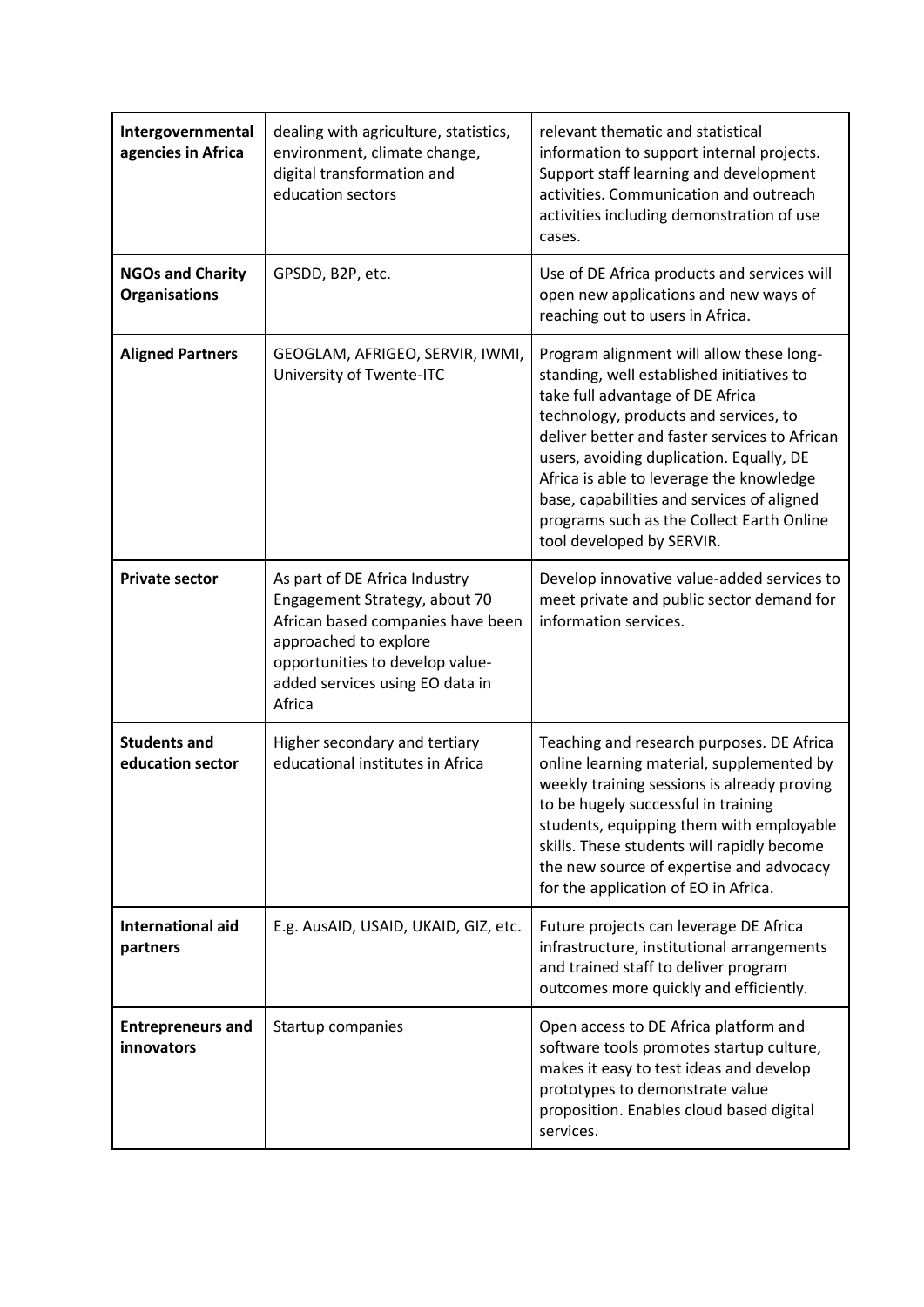| | | |
|---|---|---|
| **Intergovernmental agencies in Africa** | dealing with agriculture, statistics, environment, climate change, digital transformation and education sectors | relevant thematic and statistical information to support internal projects. Support staff learning and development activities. Communication and outreach activities including demonstration of use cases. |
| **NGOs and Charity Organisations** | GPSDD, B2P, etc. | Use of DE Africa products and services will open new applications and new ways of reaching out to users in Africa. |
| **Aligned Partners** | GEOGLAM, AFRIGEO, SERVIR, IWMI, University of Twente-ITC | Program alignment will allow these long-standing, well established initiatives to take full advantage of DE Africa technology, products and services, to deliver better and faster services to African users, avoiding duplication. Equally, DE Africa is able to leverage the knowledge base, capabilities and services of aligned programs such as the Collect Earth Online tool developed by SERVIR. |
| **Private sector** | As part of DE Africa Industry Engagement Strategy, about 70 African based companies have been approached to explore opportunities to develop value-added services using EO data in Africa | Develop innovative value-added services to meet private and public sector demand for information services. |
| **Students and education sector** | Higher secondary and tertiary educational institutes in Africa | Teaching and research purposes. DE Africa online learning material, supplemented by weekly training sessions is already proving to be hugely successful in training students, equipping them with employable skills. These students will rapidly become the new source of expertise and advocacy for the application of EO in Africa. |
| **International aid partners** | E.g. AusAID, USAID, UKAID, GIZ, etc. | Future projects can leverage DE Africa infrastructure, institutional arrangements and trained staff to deliver program outcomes more quickly and efficiently. |
| **Entrepreneurs and innovators** | Startup companies | Open access to DE Africa platform and software tools promotes startup culture, makes it easy to test ideas and develop prototypes to demonstrate value proposition. Enables cloud based digital services. |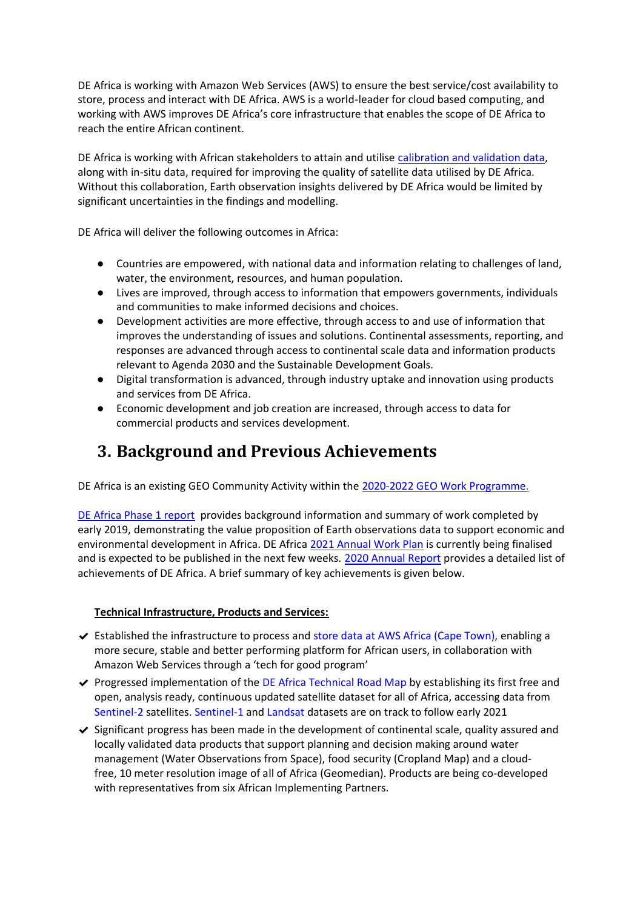DE Africa is working with Amazon Web Services (AWS) to ensure the best service/cost availability to store, process and interact with DE Africa. AWS is a world-leader for cloud based computing, and working with AWS improves DE Africa's core infrastructure that enables the scope of DE Africa to reach the entire African continent.

DE Africa is working with African stakeholders to attain and utilise calibration and validation data, along with in-situ data, required for improving the quality of satellite data utilised by DE Africa. Without this collaboration, Earth observation insights delivered by DE Africa would be limited by significant uncertainties in the findings and modelling.

DE Africa will deliver the following outcomes in Africa:

- Countries are empowered, with national data and information relating to challenges of land, water, the environment, resources, and human population.
- Lives are improved, through access to information that empowers governments, individuals and communities to make informed decisions and choices.
- Development activities are more effective, through access to and use of information that improves the understanding of issues and solutions. Continental assessments, reporting, and responses are advanced through access to continental scale data and information products relevant to Agenda 2030 and the Sustainable Development Goals.
- Digital transformation is advanced, through industry uptake and innovation using products and services from DE Africa.
- Economic development and job creation are increased, through access to data for commercial products and services development.

# 3. Background and Previous Achievements

DE Africa is an existing GEO Community Activity within the 2020-2022 GEO Work Programme.

DE Africa Phase 1 report provides background information and summary of work completed by early 2019, demonstrating the value proposition of Earth observations data to support economic and environmental development in Africa. DE Africa 2021 Annual Work Plan is currently being finalised and is expected to be published in the next few weeks. 2020 Annual Report provides a detailed list of achievements of DE Africa. A brief summary of key achievements is given below.

**Technical Infrastructure, Products and Services:**

- ✔ Established the infrastructure to process and store data at AWS Africa (Cape Town), enabling a more secure, stable and better performing platform for African users, in collaboration with Amazon Web Services through a 'tech for good program'
- ✔ Progressed implementation of the DE Africa Technical Road Map by establishing its first free and open, analysis ready, continuous updated satellite dataset for all of Africa, accessing data from Sentinel-2 satellites. Sentinel-1 and Landsat datasets are on track to follow early 2021
- ✔ Significant progress has been made in the development of continental scale, quality assured and locally validated data products that support planning and decision making around water management (Water Observations from Space), food security (Cropland Map) and a cloud-free, 10 meter resolution image of all of Africa (Geomedian). Products are being co-developed with representatives from six African Implementing Partners.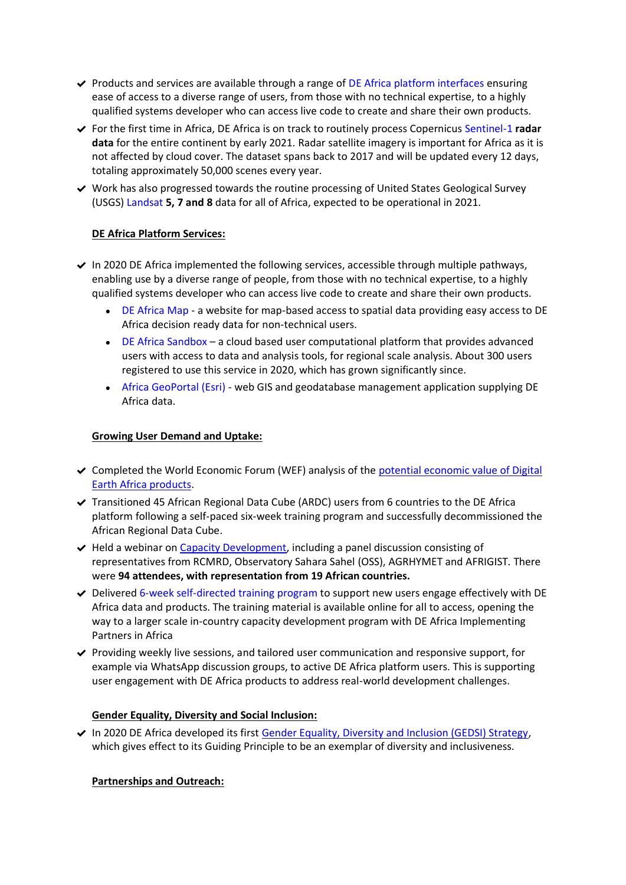- ✔ Products and services are available through a range of DE Africa platform interfaces ensuring ease of access to a diverse range of users, from those with no technical expertise, to a highly qualified systems developer who can access live code to create and share their own products.
- ✔ For the first time in Africa, DE Africa is on track to routinely process Copernicus Sentinel-1 **radar data** for the entire continent by early 2021. Radar satellite imagery is important for Africa as it is not affected by cloud cover. The dataset spans back to 2017 and will be updated every 12 days, totaling approximately 50,000 scenes every year.
- ✔ Work has also progressed towards the routine processing of United States Geological Survey (USGS) Landsat **5, 7 and 8** data for all of Africa, expected to be operational in 2021.

**DE Africa Platform Services:**

- ✔ In 2020 DE Africa implemented the following services, accessible through multiple pathways, enabling use by a diverse range of people, from those with no technical expertise, to a highly qualified systems developer who can access live code to create and share their own products.
  - DE Africa Map - a website for map-based access to spatial data providing easy access to DE Africa decision ready data for non-technical users.
  - DE Africa Sandbox – a cloud based user computational platform that provides advanced users with access to data and analysis tools, for regional scale analysis. About 300 users registered to use this service in 2020, which has grown significantly since.
  - Africa GeoPortal (Esri) - web GIS and geodatabase management application supplying DE Africa data.

**Growing User Demand and Uptake:**

- ✔ Completed the World Economic Forum (WEF) analysis of the potential economic value of Digital Earth Africa products.
- ✔ Transitioned 45 African Regional Data Cube (ARDC) users from 6 countries to the DE Africa platform following a self-paced six-week training program and successfully decommissioned the African Regional Data Cube.
- ✔ Held a webinar on Capacity Development, including a panel discussion consisting of representatives from RCMRD, Observatory Sahara Sahel (OSS), AGRHYMET and AFRIGIST. There were **94 attendees, with representation from 19 African countries.**
- ✔ Delivered 6-week self-directed training program to support new users engage effectively with DE Africa data and products. The training material is available online for all to access, opening the way to a larger scale in-country capacity development program with DE Africa Implementing Partners in Africa
- ✔ Providing weekly live sessions, and tailored user communication and responsive support, for example via WhatsApp discussion groups, to active DE Africa platform users. This is supporting user engagement with DE Africa products to address real-world development challenges.

**Gender Equality, Diversity and Social Inclusion:**

- ✔ In 2020 DE Africa developed its first Gender Equality, Diversity and Inclusion (GEDSI) Strategy, which gives effect to its Guiding Principle to be an exemplar of diversity and inclusiveness.

**Partnerships and Outreach:**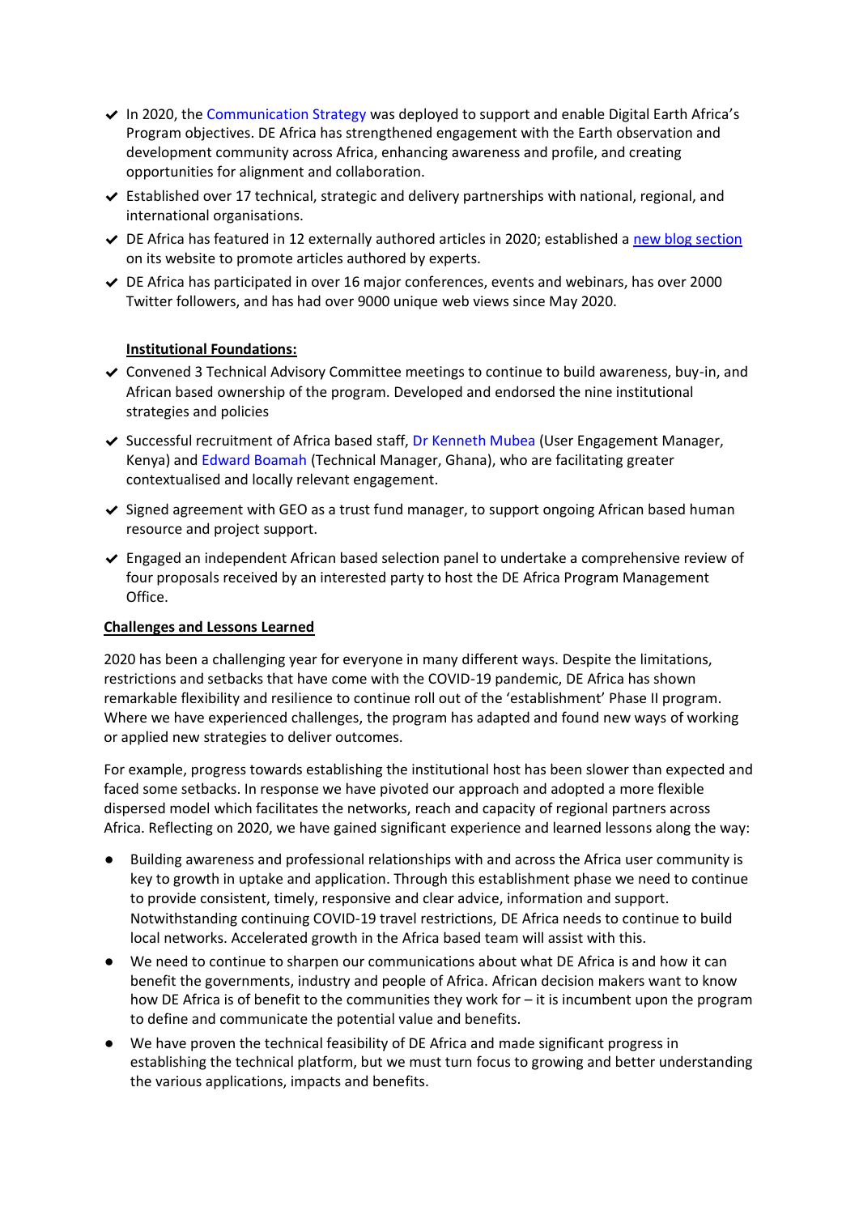- ✔ In 2020, the Communication Strategy was deployed to support and enable Digital Earth Africa's Program objectives. DE Africa has strengthened engagement with the Earth observation and development community across Africa, enhancing awareness and profile, and creating opportunities for alignment and collaboration.
- ✔ Established over 17 technical, strategic and delivery partnerships with national, regional, and international organisations.
- ✔ DE Africa has featured in 12 externally authored articles in 2020; established a new blog section on its website to promote articles authored by experts.
- ✔ DE Africa has participated in over 16 major conferences, events and webinars, has over 2000 Twitter followers, and has had over 9000 unique web views since May 2020.

**Institutional Foundations:**

- ✔ Convened 3 Technical Advisory Committee meetings to continue to build awareness, buy-in, and African based ownership of the program. Developed and endorsed the nine institutional strategies and policies
- ✔ Successful recruitment of Africa based staff, Dr Kenneth Mubea (User Engagement Manager, Kenya) and Edward Boamah (Technical Manager, Ghana), who are facilitating greater contextualised and locally relevant engagement.
- ✔ Signed agreement with GEO as a trust fund manager, to support ongoing African based human resource and project support.
- ✔ Engaged an independent African based selection panel to undertake a comprehensive review of four proposals received by an interested party to host the DE Africa Program Management Office.

**Challenges and Lessons Learned**

2020 has been a challenging year for everyone in many different ways. Despite the limitations, restrictions and setbacks that have come with the COVID-19 pandemic, DE Africa has shown remarkable flexibility and resilience to continue roll out of the 'establishment' Phase II program. Where we have experienced challenges, the program has adapted and found new ways of working or applied new strategies to deliver outcomes.

For example, progress towards establishing the institutional host has been slower than expected and faced some setbacks. In response we have pivoted our approach and adopted a more flexible dispersed model which facilitates the networks, reach and capacity of regional partners across Africa. Reflecting on 2020, we have gained significant experience and learned lessons along the way:

- Building awareness and professional relationships with and across the Africa user community is key to growth in uptake and application. Through this establishment phase we need to continue to provide consistent, timely, responsive and clear advice, information and support. Notwithstanding continuing COVID-19 travel restrictions, DE Africa needs to continue to build local networks. Accelerated growth in the Africa based team will assist with this.
- We need to continue to sharpen our communications about what DE Africa is and how it can benefit the governments, industry and people of Africa. African decision makers want to know how DE Africa is of benefit to the communities they work for – it is incumbent upon the program to define and communicate the potential value and benefits.
- We have proven the technical feasibility of DE Africa and made significant progress in establishing the technical platform, but we must turn focus to growing and better understanding the various applications, impacts and benefits.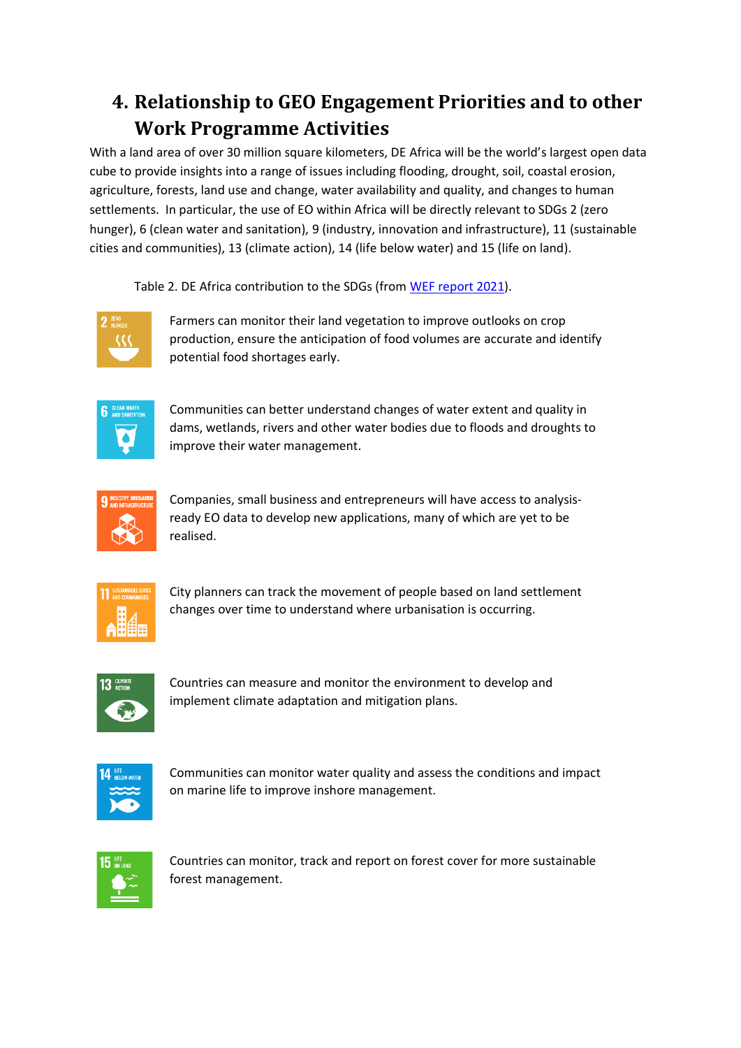# 4. Relationship to GEO Engagement Priorities and to other Work Programme Activities

With a land area of over 30 million square kilometers, DE Africa will be the world's largest open data cube to provide insights into a range of issues including flooding, drought, soil, coastal erosion, agriculture, forests, land use and change, water availability and quality, and changes to human settlements. In particular, the use of EO within Africa will be directly relevant to SDGs 2 (zero hunger), 6 (clean water and sanitation), 9 (industry, innovation and infrastructure), 11 (sustainable cities and communities), 13 (climate action), 14 (life below water) and 15 (life on land).

Table 2. DE Africa contribution to the SDGs (from WEF report 2021).

| | |
|---|---|
| 2 ZERO HUNGER | Farmers can monitor their land vegetation to improve outlooks on crop production, ensure the anticipation of food volumes are accurate and identify potential food shortages early. |
| 6 CLEAN WATER AND SANITATION | Communities can better understand changes of water extent and quality in dams, wetlands, rivers and other water bodies due to floods and droughts to improve their water management. |
| 9 INDUSTRY, INNOVATION AND INFRASTRUCTURE | Companies, small business and entrepreneurs will have access to analysis-ready EO data to develop new applications, many of which are yet to be realised. |
| 11 SUSTAINABLE CITIES AND COMMUNITIES | City planners can track the movement of people based on land settlement changes over time to understand where urbanisation is occurring. |
| 13 CLIMATE ACTION | Countries can measure and monitor the environment to develop and implement climate adaptation and mitigation plans. |
| 14 LIFE BELOW WATER | Communities can monitor water quality and assess the conditions and impact on marine life to improve inshore management. |
| 15 LIFE ON LAND | Countries can monitor, track and report on forest cover for more sustainable forest management. |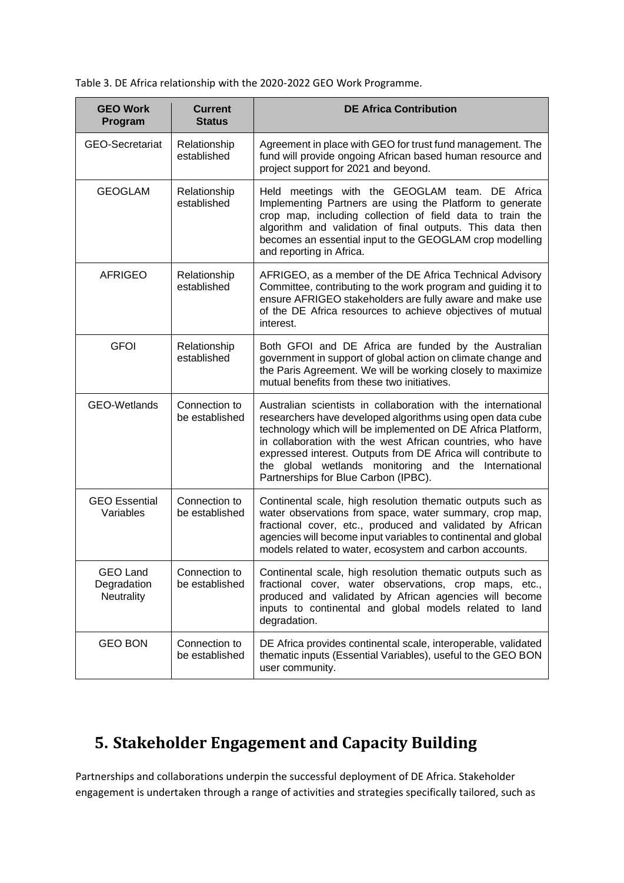Table 3. DE Africa relationship with the 2020-2022 GEO Work Programme.

| GEO Work Program | Current Status | DE Africa Contribution |
| --- | --- | --- |
| GEO-Secretariat | Relationship established | Agreement in place with GEO for trust fund management. The fund will provide ongoing African based human resource and project support for 2021 and beyond. |
| GEOGLAM | Relationship established | Held meetings with the GEOGLAM team. DE Africa Implementing Partners are using the Platform to generate crop map, including collection of field data to train the algorithm and validation of final outputs. This data then becomes an essential input to the GEOGLAM crop modelling and reporting in Africa. |
| AFRIGEO | Relationship established | AFRIGEO, as a member of the DE Africa Technical Advisory Committee, contributing to the work program and guiding it to ensure AFRIGEO stakeholders are fully aware and make use of the DE Africa resources to achieve objectives of mutual interest. |
| GFOI | Relationship established | Both GFOI and DE Africa are funded by the Australian government in support of global action on climate change and the Paris Agreement. We will be working closely to maximize mutual benefits from these two initiatives. |
| GEO-Wetlands | Connection to be established | Australian scientists in collaboration with the international researchers have developed algorithms using open data cube technology which will be implemented on DE Africa Platform, in collaboration with the west African countries, who have expressed interest. Outputs from DE Africa will contribute to the global wetlands monitoring and the International Partnerships for Blue Carbon (IPBC). |
| GEO Essential Variables | Connection to be established | Continental scale, high resolution thematic outputs such as water observations from space, water summary, crop map, fractional cover, etc., produced and validated by African agencies will become input variables to continental and global models related to water, ecosystem and carbon accounts. |
| GEO Land Degradation Neutrality | Connection to be established | Continental scale, high resolution thematic outputs such as fractional cover, water observations, crop maps, etc., produced and validated by African agencies will become inputs to continental and global models related to land degradation. |
| GEO BON | Connection to be established | DE Africa provides continental scale, interoperable, validated thematic inputs (Essential Variables), useful to the GEO BON user community. |

# 5. Stakeholder Engagement and Capacity Building

Partnerships and collaborations underpin the successful deployment of DE Africa. Stakeholder engagement is undertaken through a range of activities and strategies specifically tailored, such as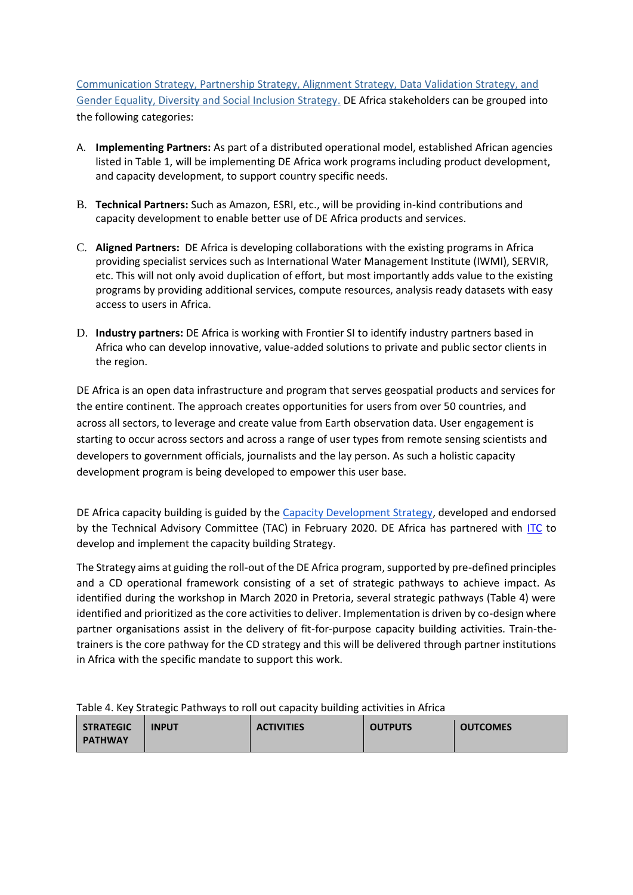Communication Strategy, Partnership Strategy, Alignment Strategy, Data Validation Strategy, and Gender Equality, Diversity and Social Inclusion Strategy. DE Africa stakeholders can be grouped into the following categories:

A. **Implementing Partners:** As part of a distributed operational model, established African agencies listed in Table 1, will be implementing DE Africa work programs including product development, and capacity development, to support country specific needs.

B. **Technical Partners:** Such as Amazon, ESRI, etc., will be providing in-kind contributions and capacity development to enable better use of DE Africa products and services.

C. **Aligned Partners:** DE Africa is developing collaborations with the existing programs in Africa providing specialist services such as International Water Management Institute (IWMI), SERVIR, etc. This will not only avoid duplication of effort, but most importantly adds value to the existing programs by providing additional services, compute resources, analysis ready datasets with easy access to users in Africa.

D. **Industry partners:** DE Africa is working with Frontier SI to identify industry partners based in Africa who can develop innovative, value-added solutions to private and public sector clients in the region.

DE Africa is an open data infrastructure and program that serves geospatial products and services for the entire continent. The approach creates opportunities for users from over 50 countries, and across all sectors, to leverage and create value from Earth observation data. User engagement is starting to occur across sectors and across a range of user types from remote sensing scientists and developers to government officials, journalists and the lay person. As such a holistic capacity development program is being developed to empower this user base.

DE Africa capacity building is guided by the Capacity Development Strategy, developed and endorsed by the Technical Advisory Committee (TAC) in February 2020. DE Africa has partnered with ITC to develop and implement the capacity building Strategy.

The Strategy aims at guiding the roll-out of the DE Africa program, supported by pre-defined principles and a CD operational framework consisting of a set of strategic pathways to achieve impact. As identified during the workshop in March 2020 in Pretoria, several strategic pathways (Table 4) were identified and prioritized as the core activities to deliver. Implementation is driven by co-design where partner organisations assist in the delivery of fit-for-purpose capacity building activities. Train-the-trainers is the core pathway for the CD strategy and this will be delivered through partner institutions in Africa with the specific mandate to support this work.

Table 4. Key Strategic Pathways to roll out capacity building activities in Africa

| STRATEGIC PATHWAY | INPUT | ACTIVITIES | OUTPUTS | OUTCOMES |
|---|---|---|---|---|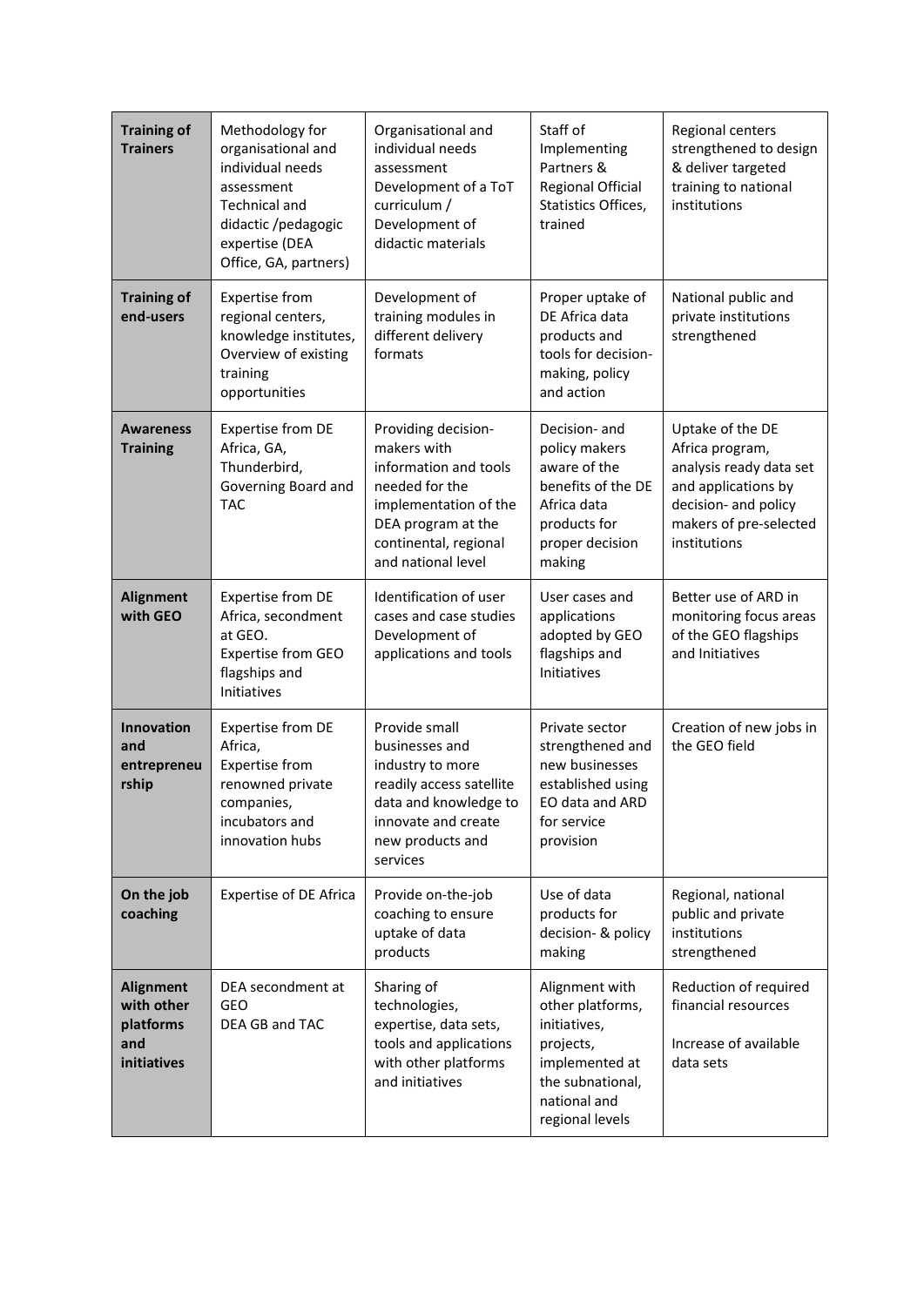| | | | | |
|---|---|---|---|---|
| **Training of Trainers** | Methodology for organisational and individual needs assessment Technical and didactic /pedagogic expertise (DEA Office, GA, partners) | Organisational and individual needs assessment Development of a ToT curriculum / Development of didactic materials | Staff of Implementing Partners & Regional Official Statistics Offices, trained | Regional centers strengthened to design & deliver targeted training to national institutions |
| **Training of end-users** | Expertise from regional centers, knowledge institutes, Overview of existing training opportunities | Development of training modules in different delivery formats | Proper uptake of DE Africa data products and tools for decision-making, policy and action | National public and private institutions strengthened |
| **Awareness Training** | Expertise from DE Africa, GA, Thunderbird, Governing Board and TAC | Providing decision-makers with information and tools needed for the implementation of the DEA program at the continental, regional and national level | Decision- and policy makers aware of the benefits of the DE Africa data products for proper decision making | Uptake of the DE Africa program, analysis ready data set and applications by decision- and policy makers of pre-selected institutions |
| **Alignment with GEO** | Expertise from DE Africa, secondment at GEO. Expertise from GEO flagships and Initiatives | Identification of user cases and case studies Development of applications and tools | User cases and applications adopted by GEO flagships and Initiatives | Better use of ARD in monitoring focus areas of the GEO flagships and Initiatives |
| **Innovation and entrepreneurship** | Expertise from DE Africa, Expertise from renowned private companies, incubators and innovation hubs | Provide small businesses and industry to more readily access satellite data and knowledge to innovate and create new products and services | Private sector strengthened and new businesses established using EO data and ARD for service provision | Creation of new jobs in the GEO field |
| **On the job coaching** | Expertise of DE Africa | Provide on-the-job coaching to ensure uptake of data products | Use of data products for decision- & policy making | Regional, national public and private institutions strengthened |
| **Alignment with other platforms and initiatives** | DEA secondment at GEO DEA GB and TAC | Sharing of technologies, expertise, data sets, tools and applications with other platforms and initiatives | Alignment with other platforms, initiatives, projects, implemented at the subnational, national and regional levels | Reduction of required financial resources Increase of available data sets |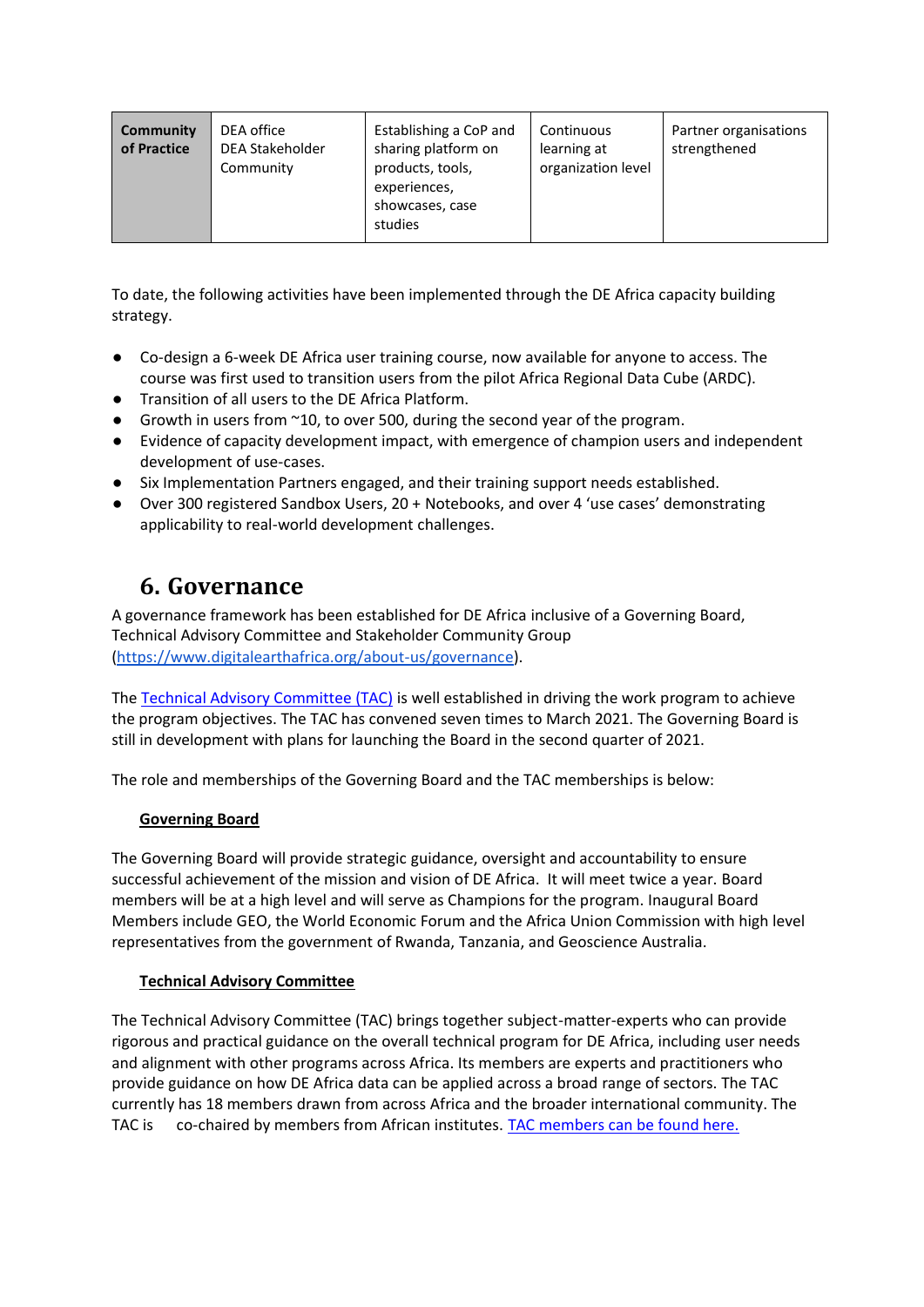| | | | | |
|---|---|---|---|---|
| **Community of Practice** | DEA office<br>DEA Stakeholder Community | Establishing a CoP and sharing platform on products, tools, experiences, showcases, case studies | Continuous learning at organization level | Partner organisations strengthened |

To date, the following activities have been implemented through the DE Africa capacity building strategy.

- Co-design a 6-week DE Africa user training course, now available for anyone to access. The course was first used to transition users from the pilot Africa Regional Data Cube (ARDC).
- Transition of all users to the DE Africa Platform.
- Growth in users from ~10, to over 500, during the second year of the program.
- Evidence of capacity development impact, with emergence of champion users and independent development of use-cases.
- Six Implementation Partners engaged, and their training support needs established.
- Over 300 registered Sandbox Users, 20 + Notebooks, and over 4 'use cases' demonstrating applicability to real-world development challenges.

# 6. Governance

A governance framework has been established for DE Africa inclusive of a Governing Board, Technical Advisory Committee and Stakeholder Community Group (https://www.digitalearthafrica.org/about-us/governance).

The Technical Advisory Committee (TAC) is well established in driving the work program to achieve the program objectives. The TAC has convened seven times to March 2021. The Governing Board is still in development with plans for launching the Board in the second quarter of 2021.

The role and memberships of the Governing Board and the TAC memberships is below:

**Governing Board**

The Governing Board will provide strategic guidance, oversight and accountability to ensure successful achievement of the mission and vision of DE Africa. It will meet twice a year. Board members will be at a high level and will serve as Champions for the program. Inaugural Board Members include GEO, the World Economic Forum and the Africa Union Commission with high level representatives from the government of Rwanda, Tanzania, and Geoscience Australia.

**Technical Advisory Committee**

The Technical Advisory Committee (TAC) brings together subject-matter-experts who can provide rigorous and practical guidance on the overall technical program for DE Africa, including user needs and alignment with other programs across Africa. Its members are experts and practitioners who provide guidance on how DE Africa data can be applied across a broad range of sectors. The TAC currently has 18 members drawn from across Africa and the broader international community. The TAC is co-chaired by members from African institutes. TAC members can be found here.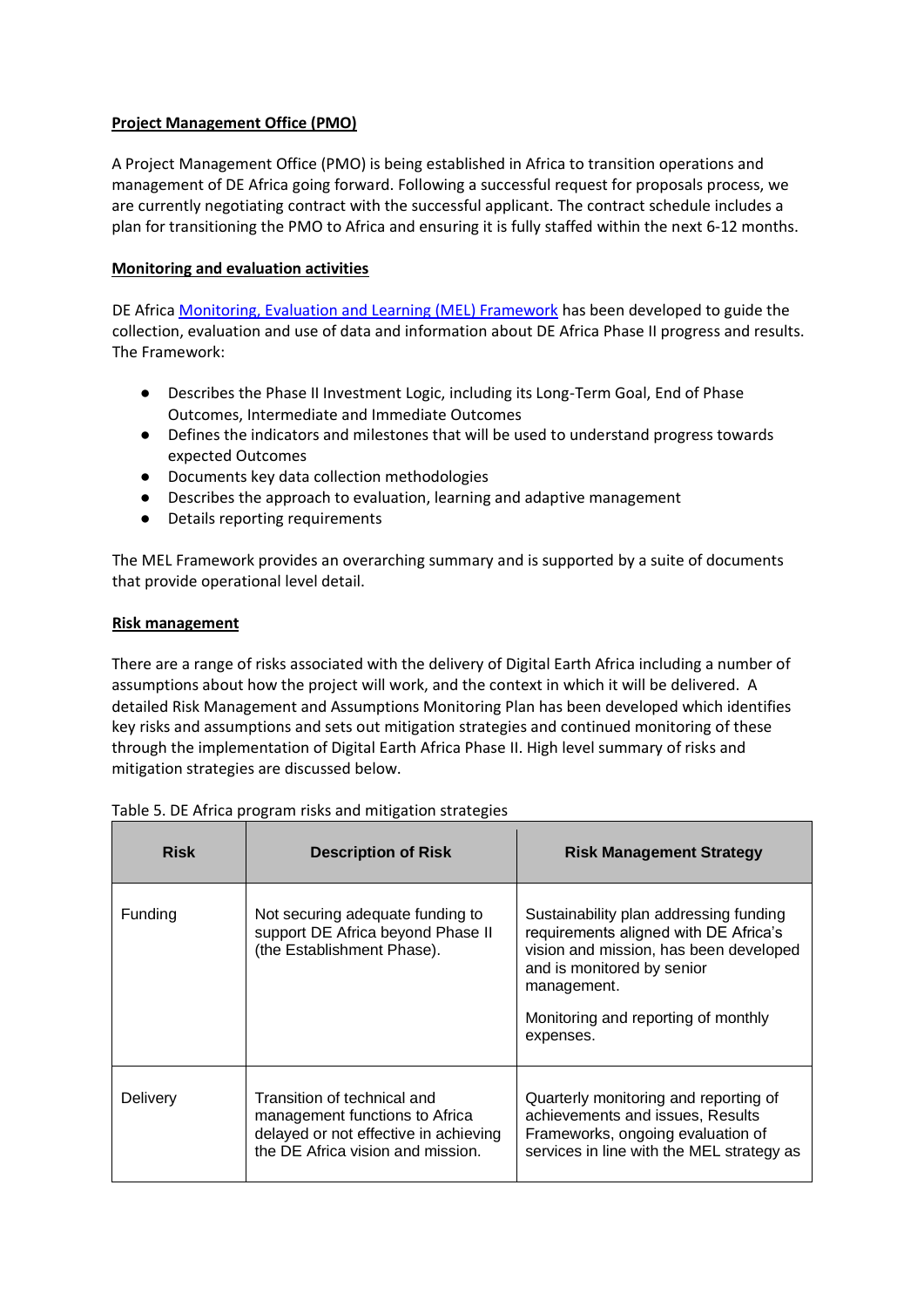**Project Management Office (PMO)**

A Project Management Office (PMO) is being established in Africa to transition operations and management of DE Africa going forward. Following a successful request for proposals process, we are currently negotiating contract with the successful applicant. The contract schedule includes a plan for transitioning the PMO to Africa and ensuring it is fully staffed within the next 6-12 months.

**Monitoring and evaluation activities**

DE Africa [Monitoring, Evaluation and Learning (MEL) Framework] has been developed to guide the collection, evaluation and use of data and information about DE Africa Phase II progress and results. The Framework:

- Describes the Phase II Investment Logic, including its Long-Term Goal, End of Phase Outcomes, Intermediate and Immediate Outcomes
- Defines the indicators and milestones that will be used to understand progress towards expected Outcomes
- Documents key data collection methodologies
- Describes the approach to evaluation, learning and adaptive management
- Details reporting requirements

The MEL Framework provides an overarching summary and is supported by a suite of documents that provide operational level detail.

**Risk management**

There are a range of risks associated with the delivery of Digital Earth Africa including a number of assumptions about how the project will work, and the context in which it will be delivered. A detailed Risk Management and Assumptions Monitoring Plan has been developed which identifies key risks and assumptions and sets out mitigation strategies and continued monitoring of these through the implementation of Digital Earth Africa Phase II. High level summary of risks and mitigation strategies are discussed below.

Table 5. DE Africa program risks and mitigation strategies

| Risk | Description of Risk | Risk Management Strategy |
|---|---|---|
| Funding | Not securing adequate funding to support DE Africa beyond Phase II (the Establishment Phase). | Sustainability plan addressing funding requirements aligned with DE Africa's vision and mission, has been developed and is monitored by senior management.<br><br>Monitoring and reporting of monthly expenses. |
| Delivery | Transition of technical and management functions to Africa delayed or not effective in achieving the DE Africa vision and mission. | Quarterly monitoring and reporting of achievements and issues, Results Frameworks, ongoing evaluation of services in line with the MEL strategy as |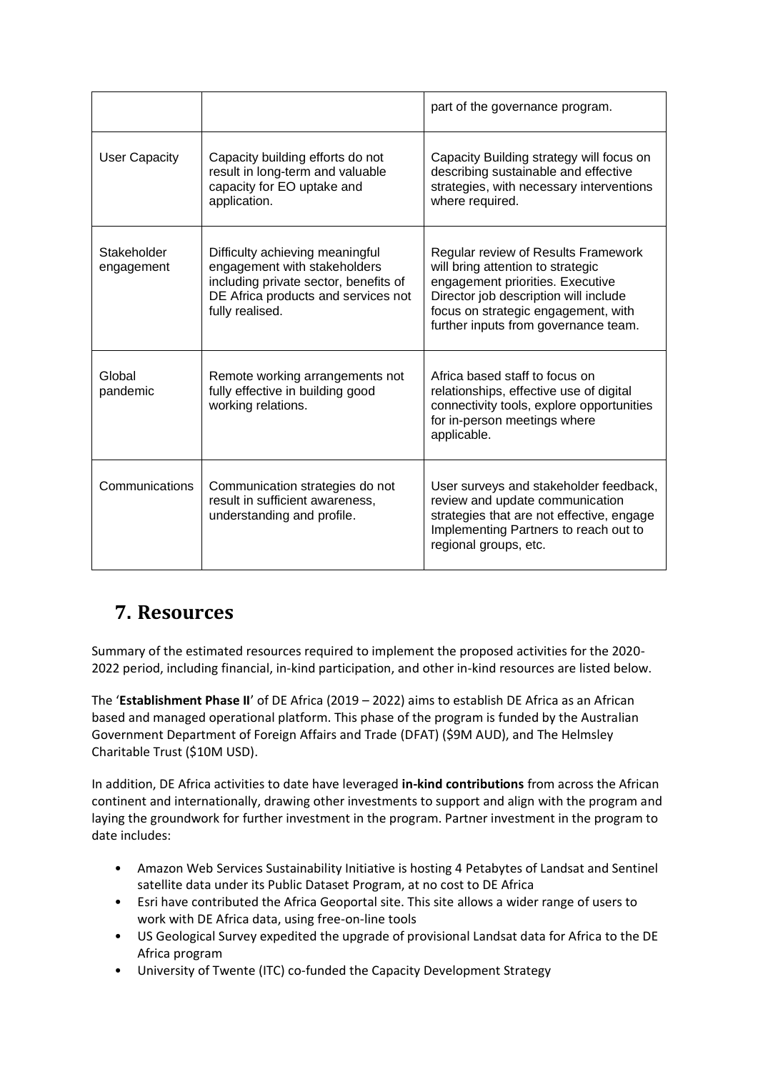| | | |
|---|---|---|
| | | part of the governance program. |
| User Capacity | Capacity building efforts do not result in long-term and valuable capacity for EO uptake and application. | Capacity Building strategy will focus on describing sustainable and effective strategies, with necessary interventions where required. |
| Stakeholder engagement | Difficulty achieving meaningful engagement with stakeholders including private sector, benefits of DE Africa products and services not fully realised. | Regular review of Results Framework will bring attention to strategic engagement priorities. Executive Director job description will include focus on strategic engagement, with further inputs from governance team. |
| Global pandemic | Remote working arrangements not fully effective in building good working relations. | Africa based staff to focus on relationships, effective use of digital connectivity tools, explore opportunities for in-person meetings where applicable. |
| Communications | Communication strategies do not result in sufficient awareness, understanding and profile. | User surveys and stakeholder feedback, review and update communication strategies that are not effective, engage Implementing Partners to reach out to regional groups, etc. |

# 7. Resources

Summary of the estimated resources required to implement the proposed activities for the 2020-2022 period, including financial, in-kind participation, and other in-kind resources are listed below.

The '**Establishment Phase II**' of DE Africa (2019 – 2022) aims to establish DE Africa as an African based and managed operational platform. This phase of the program is funded by the Australian Government Department of Foreign Affairs and Trade (DFAT) ($9M AUD), and The Helmsley Charitable Trust ($10M USD).

In addition, DE Africa activities to date have leveraged **in-kind contributions** from across the African continent and internationally, drawing other investments to support and align with the program and laying the groundwork for further investment in the program. Partner investment in the program to date includes:

- Amazon Web Services Sustainability Initiative is hosting 4 Petabytes of Landsat and Sentinel satellite data under its Public Dataset Program, at no cost to DE Africa
- Esri have contributed the Africa Geoportal site. This site allows a wider range of users to work with DE Africa data, using free-on-line tools
- US Geological Survey expedited the upgrade of provisional Landsat data for Africa to the DE Africa program
- University of Twente (ITC) co-funded the Capacity Development Strategy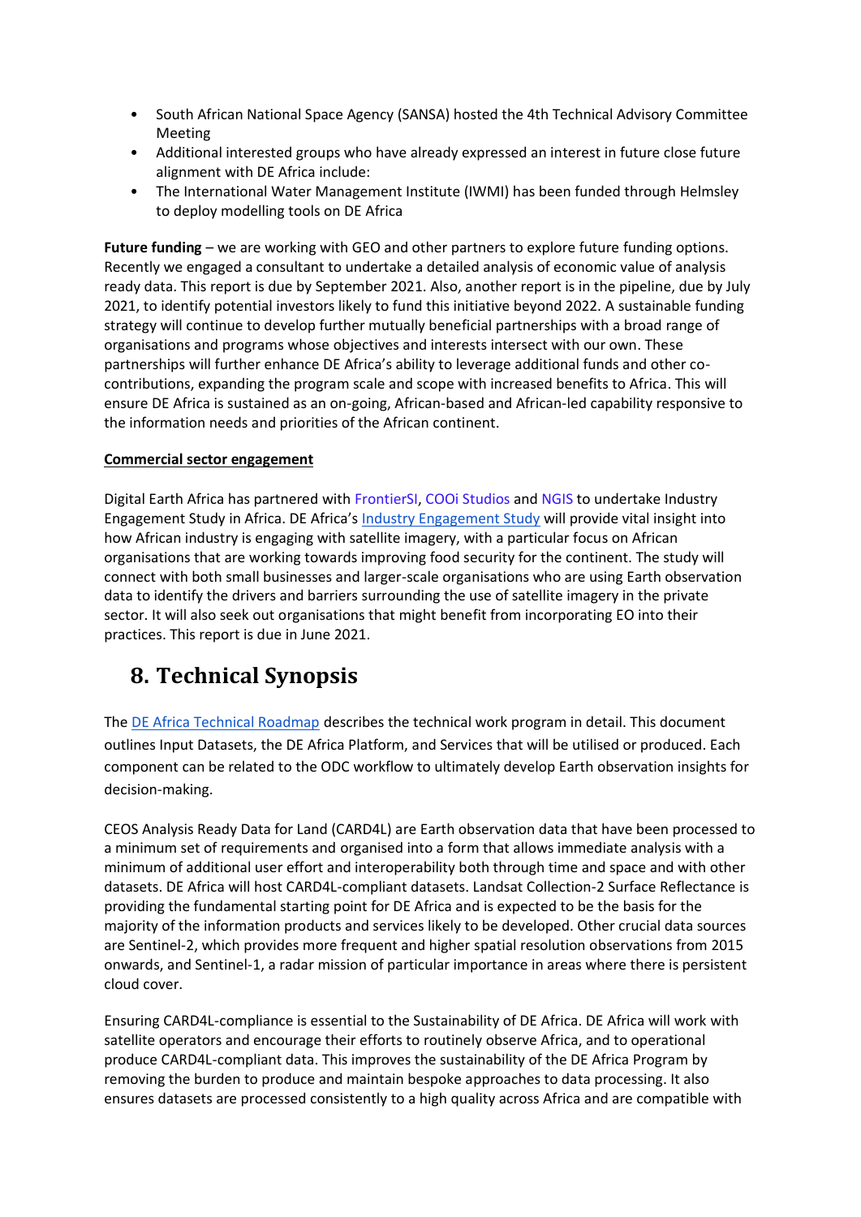- South African National Space Agency (SANSA) hosted the 4th Technical Advisory Committee Meeting
- Additional interested groups who have already expressed an interest in future close future alignment with DE Africa include:
- The International Water Management Institute (IWMI) has been funded through Helmsley to deploy modelling tools on DE Africa

**Future funding** – we are working with GEO and other partners to explore future funding options. Recently we engaged a consultant to undertake a detailed analysis of economic value of analysis ready data. This report is due by September 2021. Also, another report is in the pipeline, due by July 2021, to identify potential investors likely to fund this initiative beyond 2022. A sustainable funding strategy will continue to develop further mutually beneficial partnerships with a broad range of organisations and programs whose objectives and interests intersect with our own. These partnerships will further enhance DE Africa's ability to leverage additional funds and other co-contributions, expanding the program scale and scope with increased benefits to Africa. This will ensure DE Africa is sustained as an on-going, African-based and African-led capability responsive to the information needs and priorities of the African continent.

**Commercial sector engagement**

Digital Earth Africa has partnered with FrontierSI, COOi Studios and NGIS to undertake Industry Engagement Study in Africa. DE Africa's Industry Engagement Study will provide vital insight into how African industry is engaging with satellite imagery, with a particular focus on African organisations that are working towards improving food security for the continent. The study will connect with both small businesses and larger-scale organisations who are using Earth observation data to identify the drivers and barriers surrounding the use of satellite imagery in the private sector. It will also seek out organisations that might benefit from incorporating EO into their practices. This report is due in June 2021.

# 8. Technical Synopsis

The DE Africa Technical Roadmap describes the technical work program in detail. This document outlines Input Datasets, the DE Africa Platform, and Services that will be utilised or produced. Each component can be related to the ODC workflow to ultimately develop Earth observation insights for decision-making.

CEOS Analysis Ready Data for Land (CARD4L) are Earth observation data that have been processed to a minimum set of requirements and organised into a form that allows immediate analysis with a minimum of additional user effort and interoperability both through time and space and with other datasets. DE Africa will host CARD4L-compliant datasets. Landsat Collection-2 Surface Reflectance is providing the fundamental starting point for DE Africa and is expected to be the basis for the majority of the information products and services likely to be developed. Other crucial data sources are Sentinel-2, which provides more frequent and higher spatial resolution observations from 2015 onwards, and Sentinel-1, a radar mission of particular importance in areas where there is persistent cloud cover.

Ensuring CARD4L-compliance is essential to the Sustainability of DE Africa. DE Africa will work with satellite operators and encourage their efforts to routinely observe Africa, and to operational produce CARD4L-compliant data. This improves the sustainability of the DE Africa Program by removing the burden to produce and maintain bespoke approaches to data processing. It also ensures datasets are processed consistently to a high quality across Africa and are compatible with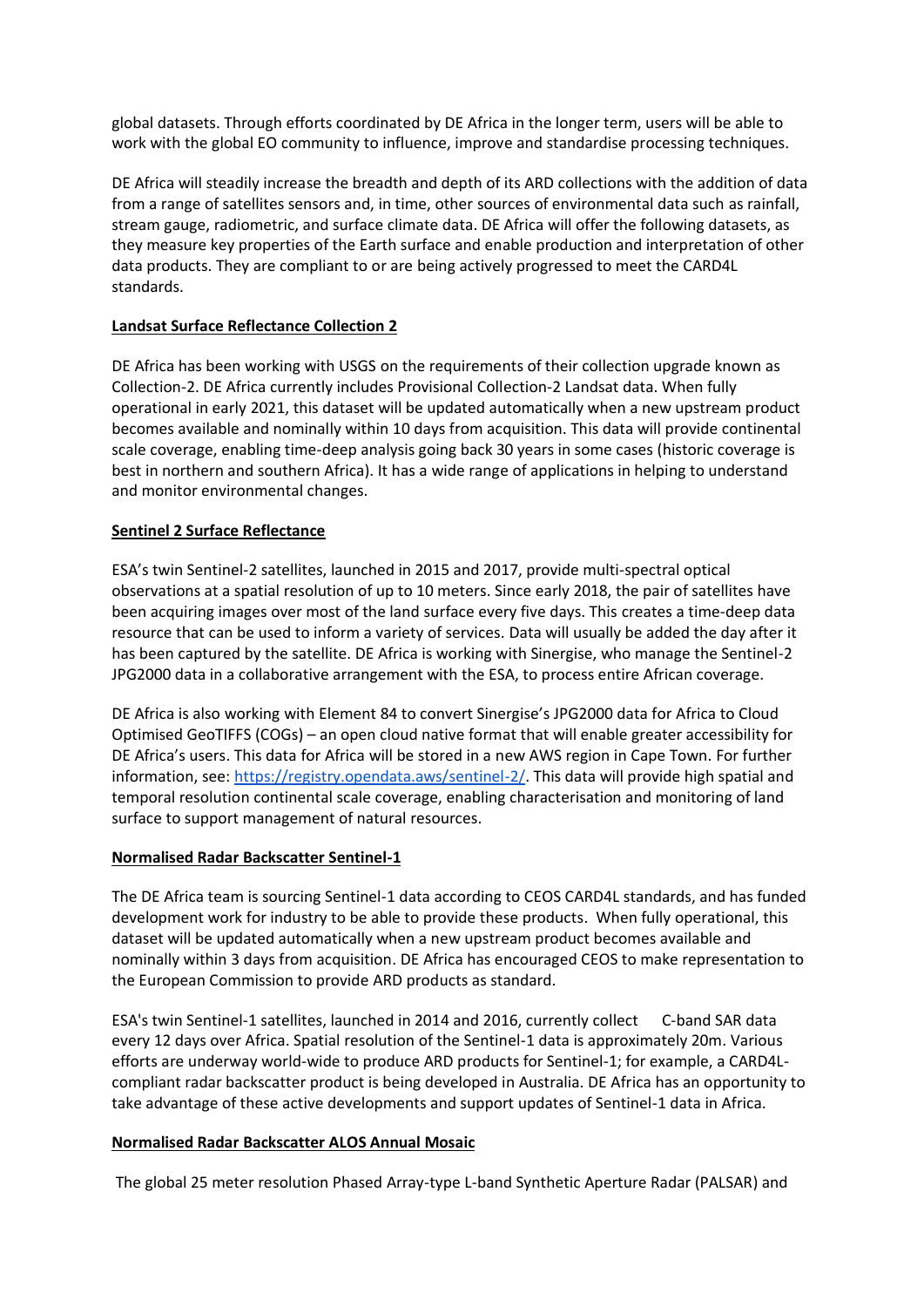global datasets. Through efforts coordinated by DE Africa in the longer term, users will be able to work with the global EO community to influence, improve and standardise processing techniques.

DE Africa will steadily increase the breadth and depth of its ARD collections with the addition of data from a range of satellites sensors and, in time, other sources of environmental data such as rainfall, stream gauge, radiometric, and surface climate data. DE Africa will offer the following datasets, as they measure key properties of the Earth surface and enable production and interpretation of other data products. They are compliant to or are being actively progressed to meet the CARD4L standards.

**Landsat Surface Reflectance Collection 2**

DE Africa has been working with USGS on the requirements of their collection upgrade known as Collection-2. DE Africa currently includes Provisional Collection-2 Landsat data. When fully operational in early 2021, this dataset will be updated automatically when a new upstream product becomes available and nominally within 10 days from acquisition. This data will provide continental scale coverage, enabling time-deep analysis going back 30 years in some cases (historic coverage is best in northern and southern Africa). It has a wide range of applications in helping to understand and monitor environmental changes.

**Sentinel 2 Surface Reflectance**

ESA's twin Sentinel-2 satellites, launched in 2015 and 2017, provide multi-spectral optical observations at a spatial resolution of up to 10 meters. Since early 2018, the pair of satellites have been acquiring images over most of the land surface every five days. This creates a time-deep data resource that can be used to inform a variety of services. Data will usually be added the day after it has been captured by the satellite. DE Africa is working with Sinergise, who manage the Sentinel-2 JPG2000 data in a collaborative arrangement with the ESA, to process entire African coverage.

DE Africa is also working with Element 84 to convert Sinergise's JPG2000 data for Africa to Cloud Optimised GeoTIFFS (COGs) – an open cloud native format that will enable greater accessibility for DE Africa's users. This data for Africa will be stored in a new AWS region in Cape Town. For further information, see: https://registry.opendata.aws/sentinel-2/. This data will provide high spatial and temporal resolution continental scale coverage, enabling characterisation and monitoring of land surface to support management of natural resources.

**Normalised Radar Backscatter Sentinel-1**

The DE Africa team is sourcing Sentinel-1 data according to CEOS CARD4L standards, and has funded development work for industry to be able to provide these products. When fully operational, this dataset will be updated automatically when a new upstream product becomes available and nominally within 3 days from acquisition. DE Africa has encouraged CEOS to make representation to the European Commission to provide ARD products as standard.

ESA's twin Sentinel-1 satellites, launched in 2014 and 2016, currently collect C-band SAR data every 12 days over Africa. Spatial resolution of the Sentinel-1 data is approximately 20m. Various efforts are underway world-wide to produce ARD products for Sentinel-1; for example, a CARD4L-compliant radar backscatter product is being developed in Australia. DE Africa has an opportunity to take advantage of these active developments and support updates of Sentinel-1 data in Africa.

**Normalised Radar Backscatter ALOS Annual Mosaic**

The global 25 meter resolution Phased Array-type L-band Synthetic Aperture Radar (PALSAR) and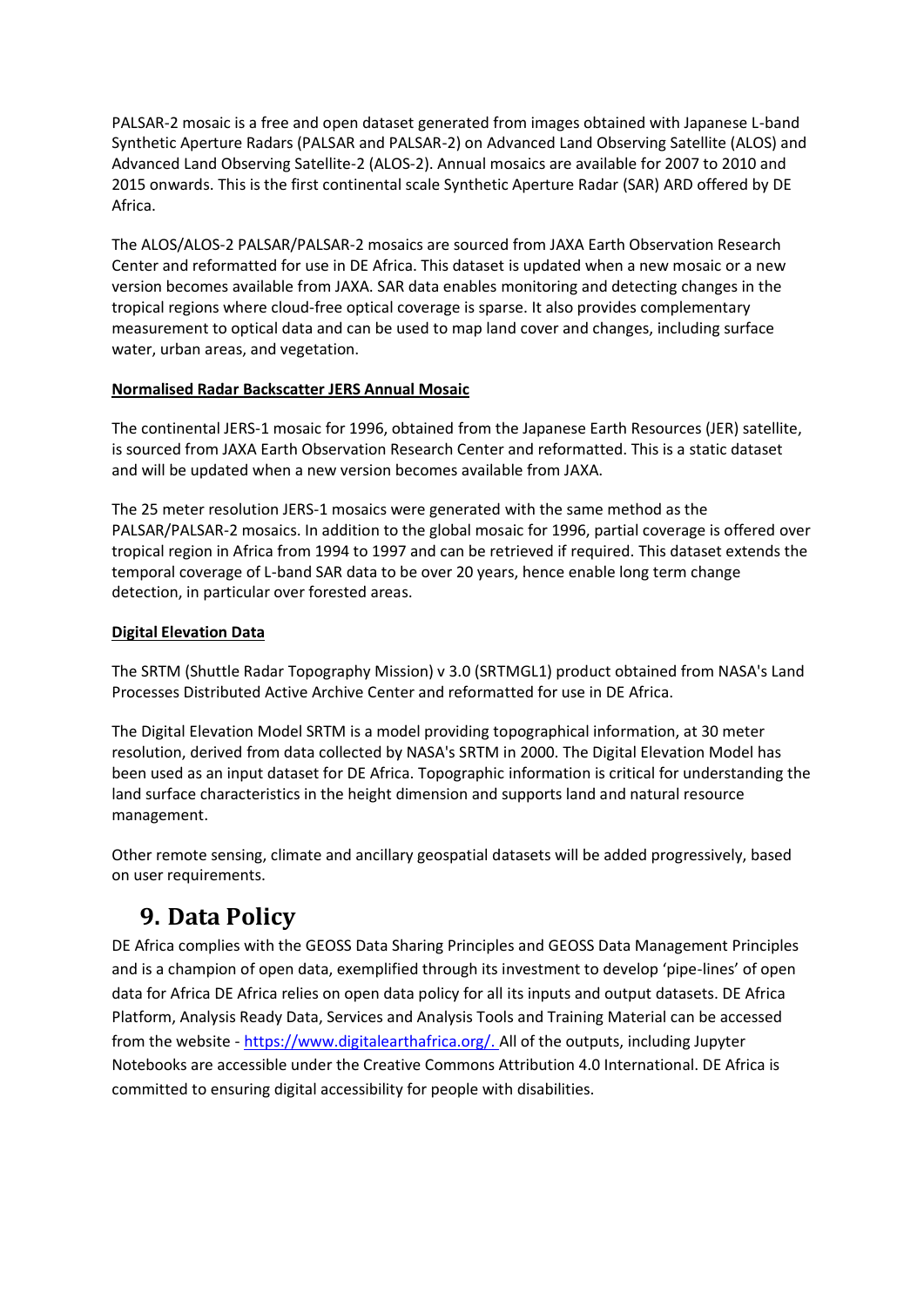PALSAR-2 mosaic is a free and open dataset generated from images obtained with Japanese L-band Synthetic Aperture Radars (PALSAR and PALSAR-2) on Advanced Land Observing Satellite (ALOS) and Advanced Land Observing Satellite-2 (ALOS-2). Annual mosaics are available for 2007 to 2010 and 2015 onwards. This is the first continental scale Synthetic Aperture Radar (SAR) ARD offered by DE Africa.

The ALOS/ALOS-2 PALSAR/PALSAR-2 mosaics are sourced from JAXA Earth Observation Research Center and reformatted for use in DE Africa. This dataset is updated when a new mosaic or a new version becomes available from JAXA. SAR data enables monitoring and detecting changes in the tropical regions where cloud-free optical coverage is sparse. It also provides complementary measurement to optical data and can be used to map land cover and changes, including surface water, urban areas, and vegetation.

**Normalised Radar Backscatter JERS Annual Mosaic**

The continental JERS-1 mosaic for 1996, obtained from the Japanese Earth Resources (JER) satellite, is sourced from JAXA Earth Observation Research Center and reformatted. This is a static dataset and will be updated when a new version becomes available from JAXA.

The 25 meter resolution JERS-1 mosaics were generated with the same method as the PALSAR/PALSAR-2 mosaics. In addition to the global mosaic for 1996, partial coverage is offered over tropical region in Africa from 1994 to 1997 and can be retrieved if required. This dataset extends the temporal coverage of L-band SAR data to be over 20 years, hence enable long term change detection, in particular over forested areas.

**Digital Elevation Data**

The SRTM (Shuttle Radar Topography Mission) v 3.0 (SRTMGL1) product obtained from NASA's Land Processes Distributed Active Archive Center and reformatted for use in DE Africa.

The Digital Elevation Model SRTM is a model providing topographical information, at 30 meter resolution, derived from data collected by NASA's SRTM in 2000. The Digital Elevation Model has been used as an input dataset for DE Africa. Topographic information is critical for understanding the land surface characteristics in the height dimension and supports land and natural resource management.

Other remote sensing, climate and ancillary geospatial datasets will be added progressively, based on user requirements.

# 9. Data Policy

DE Africa complies with the GEOSS Data Sharing Principles and GEOSS Data Management Principles and is a champion of open data, exemplified through its investment to develop 'pipe-lines' of open data for Africa DE Africa relies on open data policy for all its inputs and output datasets. DE Africa Platform, Analysis Ready Data, Services and Analysis Tools and Training Material can be accessed from the website - https://www.digitalearthafrica.org/. All of the outputs, including Jupyter Notebooks are accessible under the Creative Commons Attribution 4.0 International. DE Africa is committed to ensuring digital accessibility for people with disabilities.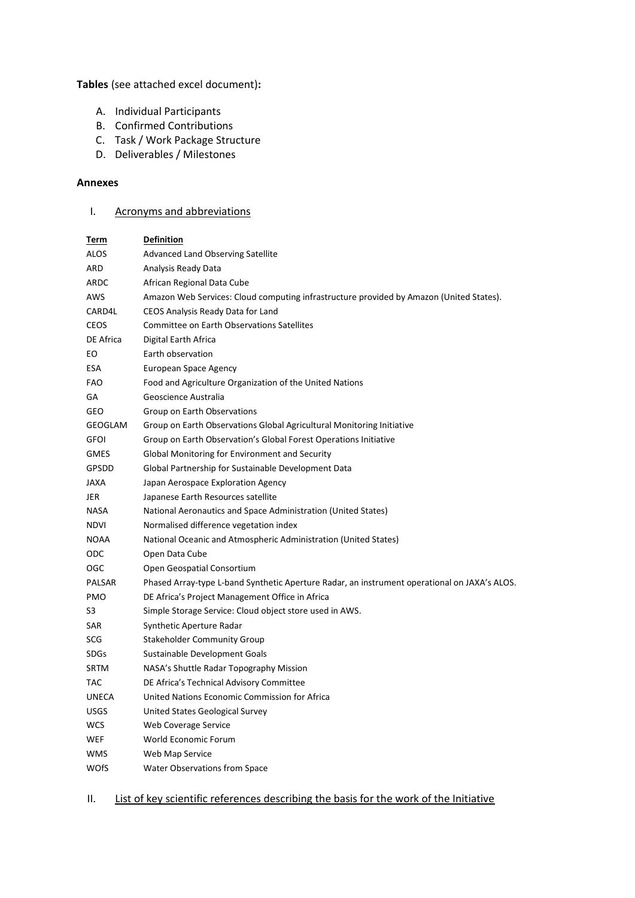**Tables** (see attached excel document)**:**

A. Individual Participants
B. Confirmed Contributions
C. Task / Work Package Structure
D. Deliverables / Milestones

**Annexes**

I. Acronyms and abbreviations

| **Term** | **Definition** |
|---|---|
| ALOS | Advanced Land Observing Satellite |
| ARD | Analysis Ready Data |
| ARDC | African Regional Data Cube |
| AWS | Amazon Web Services: Cloud computing infrastructure provided by Amazon (United States). |
| CARD4L | CEOS Analysis Ready Data for Land |
| CEOS | Committee on Earth Observations Satellites |
| DE Africa | Digital Earth Africa |
| EO | Earth observation |
| ESA | European Space Agency |
| FAO | Food and Agriculture Organization of the United Nations |
| GA | Geoscience Australia |
| GEO | Group on Earth Observations |
| GEOGLAM | Group on Earth Observations Global Agricultural Monitoring Initiative |
| GFOI | Group on Earth Observation's Global Forest Operations Initiative |
| GMES | Global Monitoring for Environment and Security |
| GPSDD | Global Partnership for Sustainable Development Data |
| JAXA | Japan Aerospace Exploration Agency |
| JER | Japanese Earth Resources satellite |
| NASA | National Aeronautics and Space Administration (United States) |
| NDVI | Normalised difference vegetation index |
| NOAA | National Oceanic and Atmospheric Administration (United States) |
| ODC | Open Data Cube |
| OGC | Open Geospatial Consortium |
| PALSAR | Phased Array-type L-band Synthetic Aperture Radar, an instrument operational on JAXA's ALOS. |
| PMO | DE Africa's Project Management Office in Africa |
| S3 | Simple Storage Service: Cloud object store used in AWS. |
| SAR | Synthetic Aperture Radar |
| SCG | Stakeholder Community Group |
| SDGs | Sustainable Development Goals |
| SRTM | NASA's Shuttle Radar Topography Mission |
| TAC | DE Africa's Technical Advisory Committee |
| UNECA | United Nations Economic Commission for Africa |
| USGS | United States Geological Survey |
| WCS | Web Coverage Service |
| WEF | World Economic Forum |
| WMS | Web Map Service |
| WOfS | Water Observations from Space |

II. List of key scientific references describing the basis for the work of the Initiative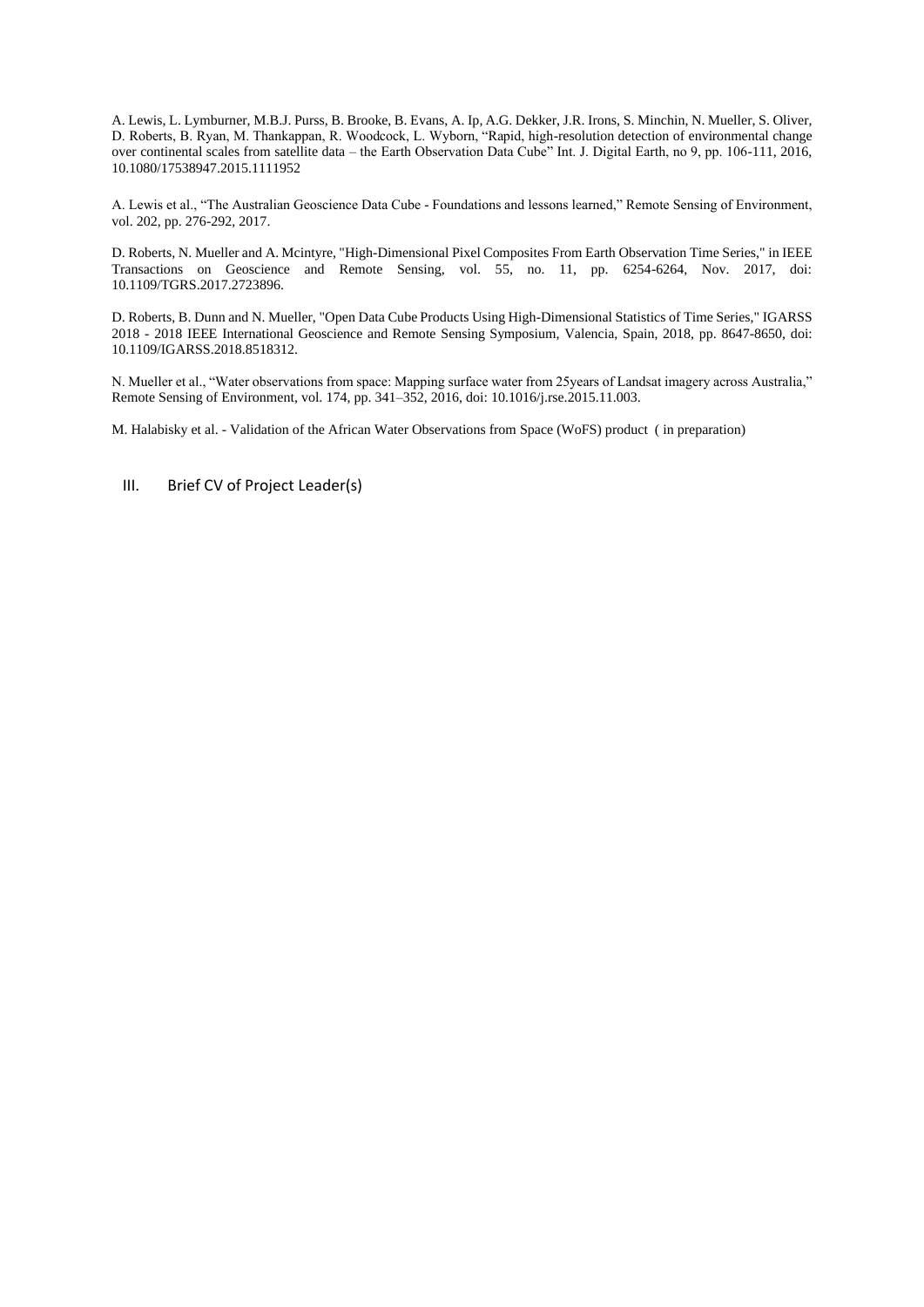A. Lewis, L. Lymburner, M.B.J. Purss, B. Brooke, B. Evans, A. Ip, A.G. Dekker, J.R. Irons, S. Minchin, N. Mueller, S. Oliver, D. Roberts, B. Ryan, M. Thankappan, R. Woodcock, L. Wyborn, "Rapid, high-resolution detection of environmental change over continental scales from satellite data – the Earth Observation Data Cube" Int. J. Digital Earth, no 9, pp. 106-111, 2016, 10.1080/17538947.2015.1111952

A. Lewis et al., "The Australian Geoscience Data Cube - Foundations and lessons learned," Remote Sensing of Environment, vol. 202, pp. 276-292, 2017.

D. Roberts, N. Mueller and A. Mcintyre, "High-Dimensional Pixel Composites From Earth Observation Time Series," in IEEE Transactions on Geoscience and Remote Sensing, vol. 55, no. 11, pp. 6254-6264, Nov. 2017, doi: 10.1109/TGRS.2017.2723896.

D. Roberts, B. Dunn and N. Mueller, "Open Data Cube Products Using High-Dimensional Statistics of Time Series," IGARSS 2018 - 2018 IEEE International Geoscience and Remote Sensing Symposium, Valencia, Spain, 2018, pp. 8647-8650, doi: 10.1109/IGARSS.2018.8518312.

N. Mueller et al., "Water observations from space: Mapping surface water from 25years of Landsat imagery across Australia," Remote Sensing of Environment, vol. 174, pp. 341–352, 2016, doi: 10.1016/j.rse.2015.11.003.

M. Halabisky et al. - Validation of the African Water Observations from Space (WoFS) product ( in preparation)

## III. Brief CV of Project Leader(s)